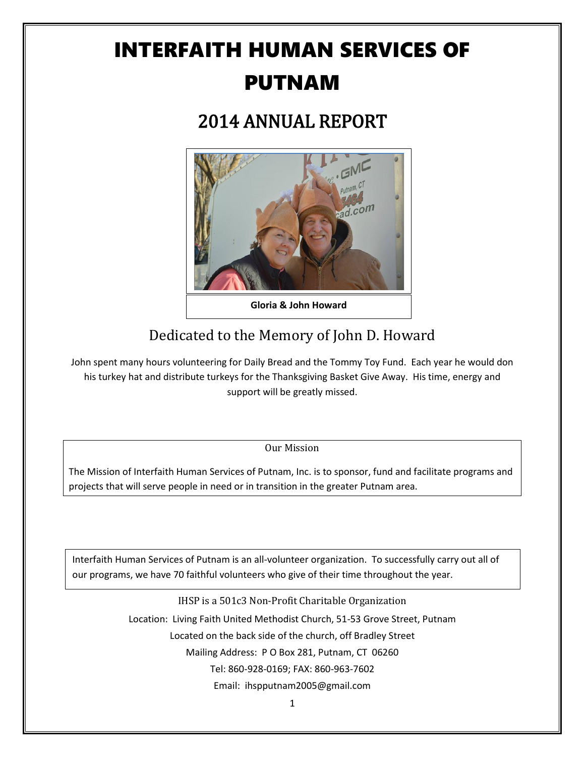# INTERFAITH HUMAN SERVICES OF PUTNAM

## 2014 ANNUAL REPORT

**Gloria & John Howard**

### Dedicated to the Memory of John D. Howard

John spent many hours volunteering for Daily Bread and the Tommy Toy Fund. Each year he would don his turkey hat and distribute turkeys for the Thanksgiving Basket Give Away. His time, energy and support will be greatly missed.

Our Mission

The Mission of Interfaith Human Services of Putnam, Inc. is to sponsor, fund and facilitate programs and projects that will serve people in need or in transition in the greater Putnam area.

Interfaith Human Services of Putnam is an all-volunteer organization. To successfully carry out all of our programs, we have 70 faithful volunteers who give of their time throughout the year.

IHSP is a 501c3 Non-Profit Charitable Organization

Location: Living Faith United Methodist Church, 51-53 Grove Street, Putnam

Located on the back side of the church, off Bradley Street

Mailing Address: P O Box 281, Putnam, CT 06260

Tel: 860-928-0169; FAX: 860-963-7602

Email: ihspputnam2005@gmail.com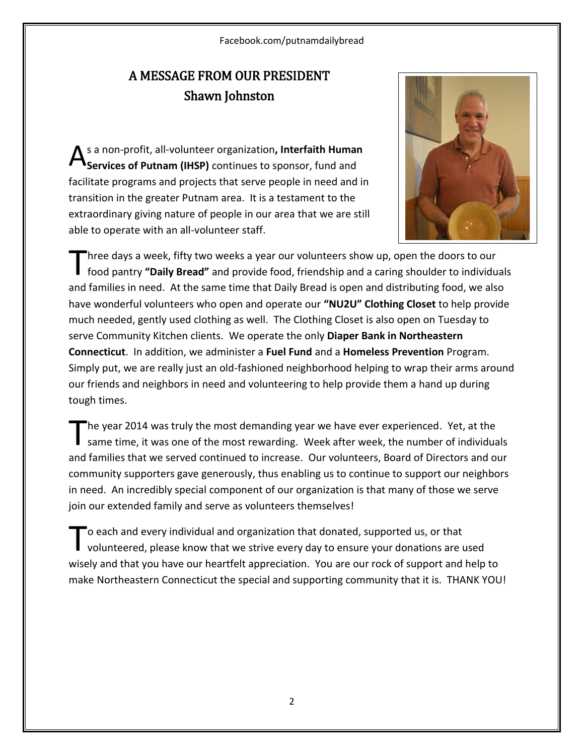## A MESSAGE FROM OUR PRESIDENT
## Shawn Johnston

As a non-profit, all-volunteer organization**, Interfaith Human Services of Putnam (IHSP)** continues to sponsor, fund and facilitate programs and projects that serve people in need and in transition in the greater Putnam area. It is a testament to the extraordinary giving nature of people in our area that we are still able to operate with an all-volunteer staff.

Three days a week, fifty two weeks a year our volunteers show up, open the doors to our food pantry **"Daily Bread"** and provide food, friendship and a caring shoulder to individuals and families in need. At the same time that Daily Bread is open and distributing food, we also have wonderful volunteers who open and operate our **"NU2U" Clothing Closet** to help provide much needed, gently used clothing as well. The Clothing Closet is also open on Tuesday to serve Community Kitchen clients. We operate the only **Diaper Bank in Northeastern Connecticut**. In addition, we administer a **Fuel Fund** and a **Homeless Prevention** Program. Simply put, we are really just an old-fashioned neighborhood helping to wrap their arms around our friends and neighbors in need and volunteering to help provide them a hand up during tough times.

The year 2014 was truly the most demanding year we have ever experienced. Yet, at the same time, it was one of the most rewarding. Week after week, the number of individuals and families that we served continued to increase. Our volunteers, Board of Directors and our community supporters gave generously, thus enabling us to continue to support our neighbors in need. An incredibly special component of our organization is that many of those we serve join our extended family and serve as volunteers themselves!

To each and every individual and organization that donated, supported us, or that volunteered, please know that we strive every day to ensure your donations are used wisely and that you have our heartfelt appreciation. You are our rock of support and help to make Northeastern Connecticut the special and supporting community that it is. THANK YOU!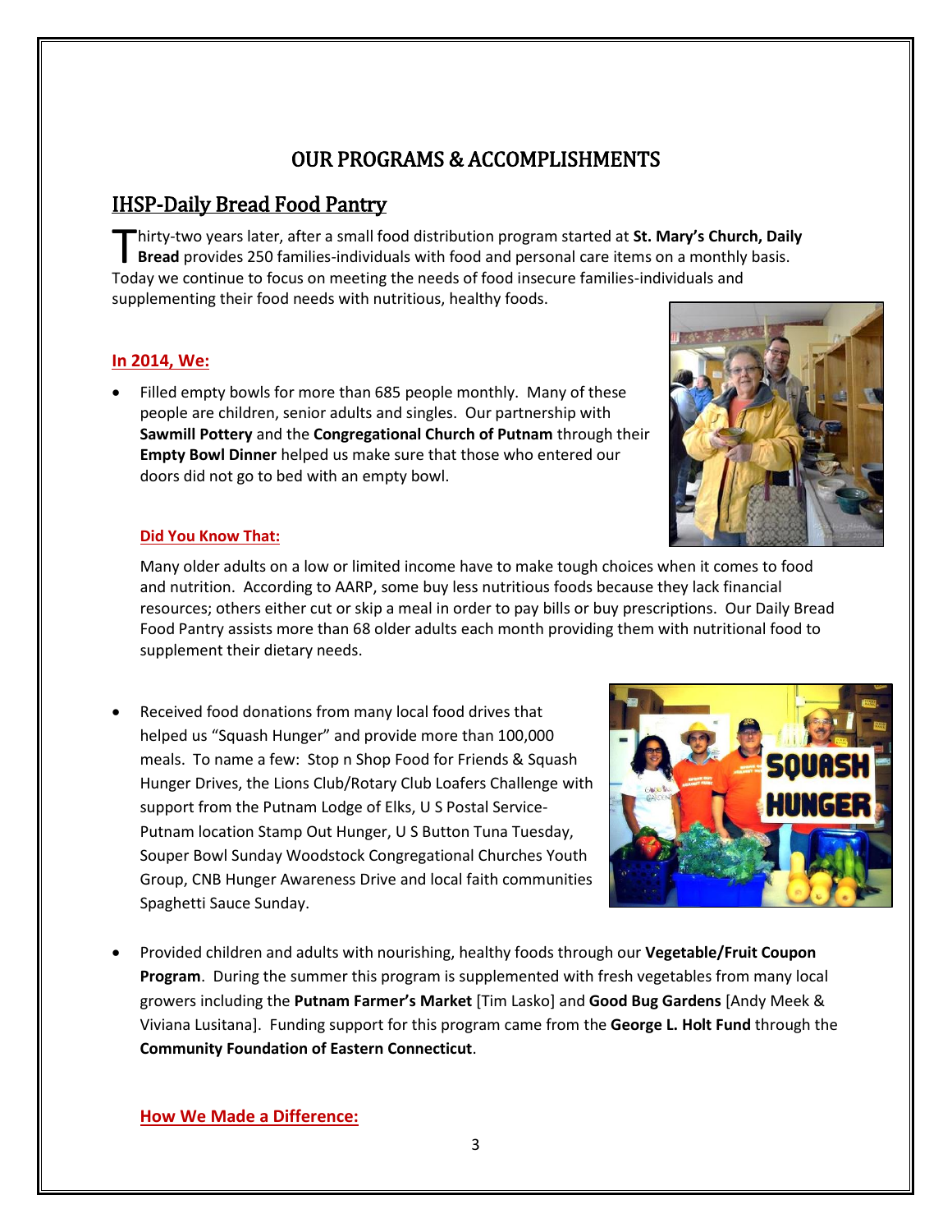# OUR PROGRAMS & ACCOMPLISHMENTS

## IHSP-Daily Bread Food Pantry

Thirty-two years later, after a small food distribution program started at **St. Mary's Church, Daily Bread** provides 250 families-individuals with food and personal care items on a monthly basis. Today we continue to focus on meeting the needs of food insecure families-individuals and supplementing their food needs with nutritious, healthy foods.

**In 2014, We:**

- Filled empty bowls for more than 685 people monthly. Many of these people are children, senior adults and singles. Our partnership with **Sawmill Pottery** and the **Congregational Church of Putnam** through their **Empty Bowl Dinner** helped us make sure that those who entered our doors did not go to bed with an empty bowl.

  **Did You Know That:**

  Many older adults on a low or limited income have to make tough choices when it comes to food and nutrition. According to AARP, some buy less nutritious foods because they lack financial resources; others either cut or skip a meal in order to pay bills or buy prescriptions. Our Daily Bread Food Pantry assists more than 68 older adults each month providing them with nutritional food to supplement their dietary needs.

- Received food donations from many local food drives that helped us "Squash Hunger" and provide more than 100,000 meals. To name a few: Stop n Shop Food for Friends & Squash Hunger Drives, the Lions Club/Rotary Club Loafers Challenge with support from the Putnam Lodge of Elks, U S Postal Service-Putnam location Stamp Out Hunger, U S Button Tuna Tuesday, Souper Bowl Sunday Woodstock Congregational Churches Youth Group, CNB Hunger Awareness Drive and local faith communities Spaghetti Sauce Sunday.

- Provided children and adults with nourishing, healthy foods through our **Vegetable/Fruit Coupon Program**. During the summer this program is supplemented with fresh vegetables from many local growers including the **Putnam Farmer's Market** [Tim Lasko] and **Good Bug Gardens** [Andy Meek & Viviana Lusitana]. Funding support for this program came from the **George L. Holt Fund** through the **Community Foundation of Eastern Connecticut**.

  **How We Made a Difference:**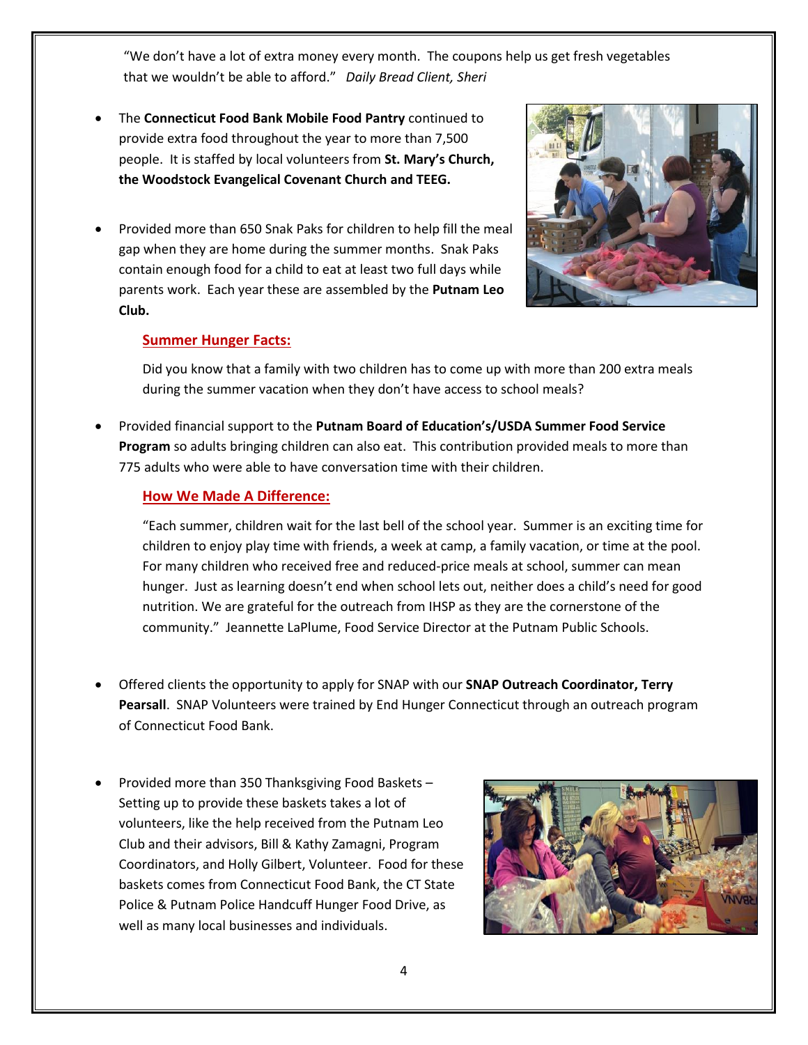"We don't have a lot of extra money every month. The coupons help us get fresh vegetables that we wouldn't be able to afford." *Daily Bread Client, Sheri*

- The **Connecticut Food Bank Mobile Food Pantry** continued to provide extra food throughout the year to more than 7,500 people. It is staffed by local volunteers from **St. Mary's Church, the Woodstock Evangelical Covenant Church and TEEG.**

- Provided more than 650 Snak Paks for children to help fill the meal gap when they are home during the summer months. Snak Paks contain enough food for a child to eat at least two full days while parents work. Each year these are assembled by the **Putnam Leo Club.**

### Summer Hunger Facts:

Did you know that a family with two children has to come up with more than 200 extra meals during the summer vacation when they don't have access to school meals?

- Provided financial support to the **Putnam Board of Education's/USDA Summer Food Service Program** so adults bringing children can also eat. This contribution provided meals to more than 775 adults who were able to have conversation time with their children.

### How We Made A Difference:

"Each summer, children wait for the last bell of the school year. Summer is an exciting time for children to enjoy play time with friends, a week at camp, a family vacation, or time at the pool. For many children who received free and reduced-price meals at school, summer can mean hunger. Just as learning doesn't end when school lets out, neither does a child's need for good nutrition. We are grateful for the outreach from IHSP as they are the cornerstone of the community." Jeannette LaPlume, Food Service Director at the Putnam Public Schools.

- Offered clients the opportunity to apply for SNAP with our **SNAP Outreach Coordinator, Terry Pearsall**. SNAP Volunteers were trained by End Hunger Connecticut through an outreach program of Connecticut Food Bank.

- Provided more than 350 Thanksgiving Food Baskets – Setting up to provide these baskets takes a lot of volunteers, like the help received from the Putnam Leo Club and their advisors, Bill & Kathy Zamagni, Program Coordinators, and Holly Gilbert, Volunteer. Food for these baskets comes from Connecticut Food Bank, the CT State Police & Putnam Police Handcuff Hunger Food Drive, as well as many local businesses and individuals.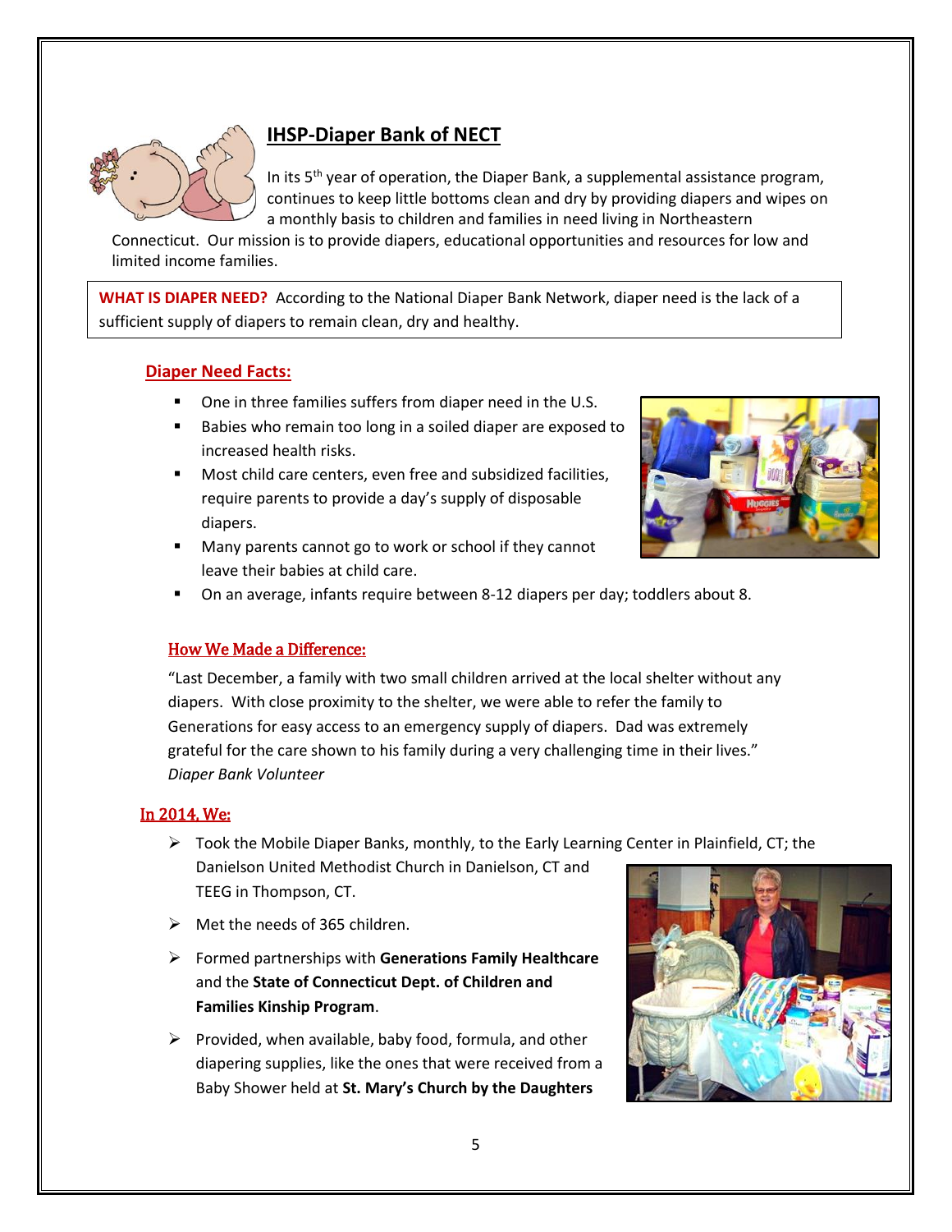## IHSP-Diaper Bank of NECT

In its 5th year of operation, the Diaper Bank, a supplemental assistance program, continues to keep little bottoms clean and dry by providing diapers and wipes on a monthly basis to children and families in need living in Northeastern Connecticut. Our mission is to provide diapers, educational opportunities and resources for low and limited income families.

**WHAT IS DIAPER NEED?** According to the National Diaper Bank Network, diaper need is the lack of a sufficient supply of diapers to remain clean, dry and healthy.

### Diaper Need Facts:

- One in three families suffers from diaper need in the U.S.
- Babies who remain too long in a soiled diaper are exposed to increased health risks.
- Most child care centers, even free and subsidized facilities, require parents to provide a day's supply of disposable diapers.
- Many parents cannot go to work or school if they cannot leave their babies at child care.
- On an average, infants require between 8-12 diapers per day; toddlers about 8.

### How We Made a Difference:

"Last December, a family with two small children arrived at the local shelter without any diapers. With close proximity to the shelter, we were able to refer the family to Generations for easy access to an emergency supply of diapers. Dad was extremely grateful for the care shown to his family during a very challenging time in their lives."
*Diaper Bank Volunteer*

### In 2014, We:

- Took the Mobile Diaper Banks, monthly, to the Early Learning Center in Plainfield, CT; the Danielson United Methodist Church in Danielson, CT and TEEG in Thompson, CT.
- Met the needs of 365 children.
- Formed partnerships with **Generations Family Healthcare** and the **State of Connecticut Dept. of Children and Families Kinship Program**.
- Provided, when available, baby food, formula, and other diapering supplies, like the ones that were received from a Baby Shower held at **St. Mary's Church by the Daughters**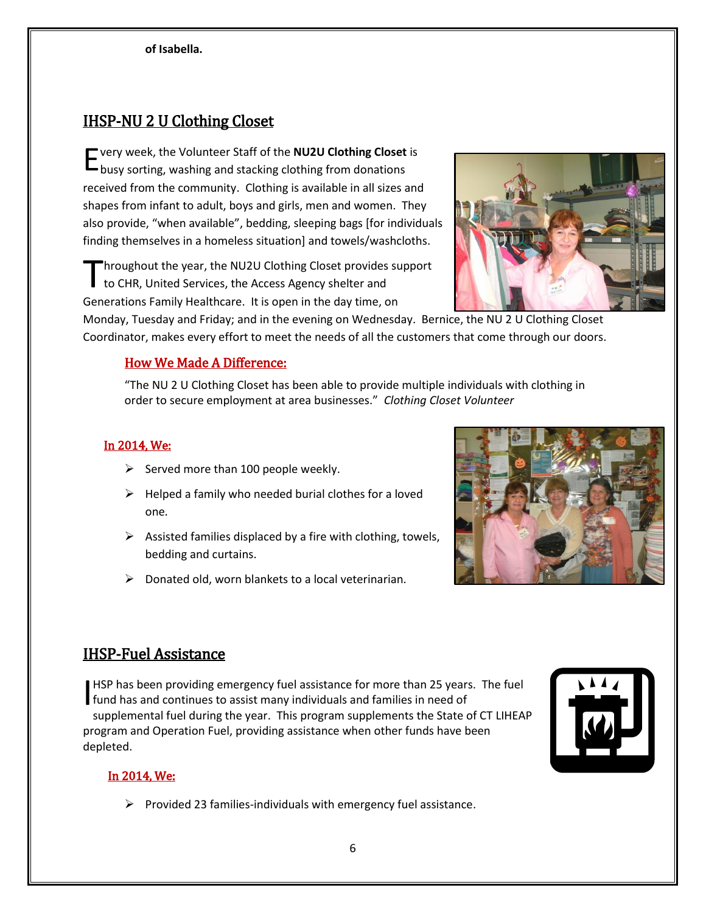**of Isabella.**

## IHSP-NU 2 U Clothing Closet

Every week, the Volunteer Staff of the **NU2U Clothing Closet** is busy sorting, washing and stacking clothing from donations received from the community. Clothing is available in all sizes and shapes from infant to adult, boys and girls, men and women. They also provide, "when available", bedding, sleeping bags [for individuals finding themselves in a homeless situation] and towels/washcloths.

Throughout the year, the NU2U Clothing Closet provides support to CHR, United Services, the Access Agency shelter and Generations Family Healthcare. It is open in the day time, on Monday, Tuesday and Friday; and in the evening on Wednesday. Bernice, the NU 2 U Clothing Closet Coordinator, makes every effort to meet the needs of all the customers that come through our doors.

### How We Made A Difference:

"The NU 2 U Clothing Closet has been able to provide multiple individuals with clothing in order to secure employment at area businesses." *Clothing Closet Volunteer*

### In 2014, We:

- Served more than 100 people weekly.
- Helped a family who needed burial clothes for a loved one.
- Assisted families displaced by a fire with clothing, towels, bedding and curtains.
- Donated old, worn blankets to a local veterinarian.

## IHSP-Fuel Assistance

IHSP has been providing emergency fuel assistance for more than 25 years. The fuel fund has and continues to assist many individuals and families in need of supplemental fuel during the year. This program supplements the State of CT LIHEAP program and Operation Fuel, providing assistance when other funds have been depleted.

### In 2014, We:

- Provided 23 families-individuals with emergency fuel assistance.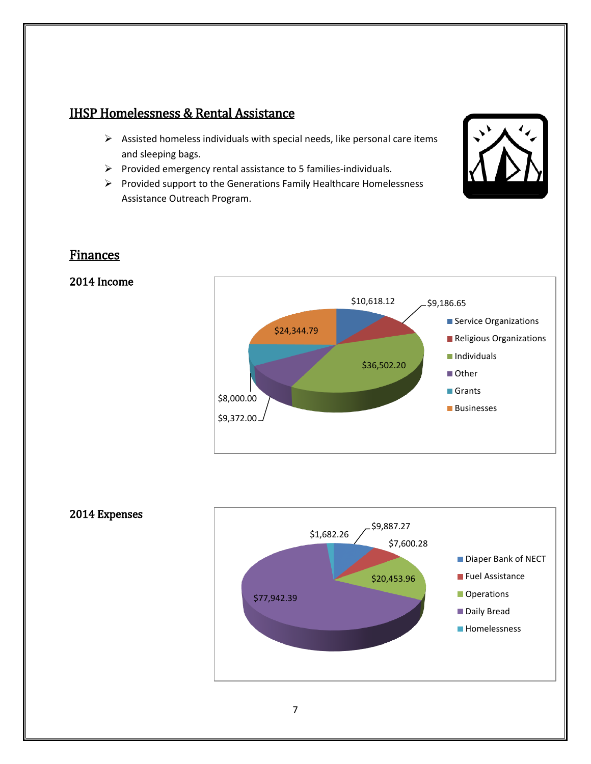## IHSP Homelessness & Rental Assistance

- Assisted homeless individuals with special needs, like personal care items and sleeping bags.
- Provided emergency rental assistance to 5 families-individuals.
- Provided support to the Generations Family Healthcare Homelessness Assistance Outreach Program.

## Finances

### 2014 Income

| Source | Amount |
|---|---|
| Service Organizations | $10,618.12 |
| Religious Organizations | $9,186.65 |
| Individuals | $36,502.20 |
| Other | $9,372.00 |
| Grants | $8,000.00 |
| Businesses | $24,344.79 |

### 2014 Expenses

| Category | Amount |
|---|---|
| Diaper Bank of NECT | $9,887.27 |
| Fuel Assistance | $7,600.28 |
| Operations | $20,453.96 |
| Daily Bread | $77,942.39 |
| Homelessness | $1,682.26 |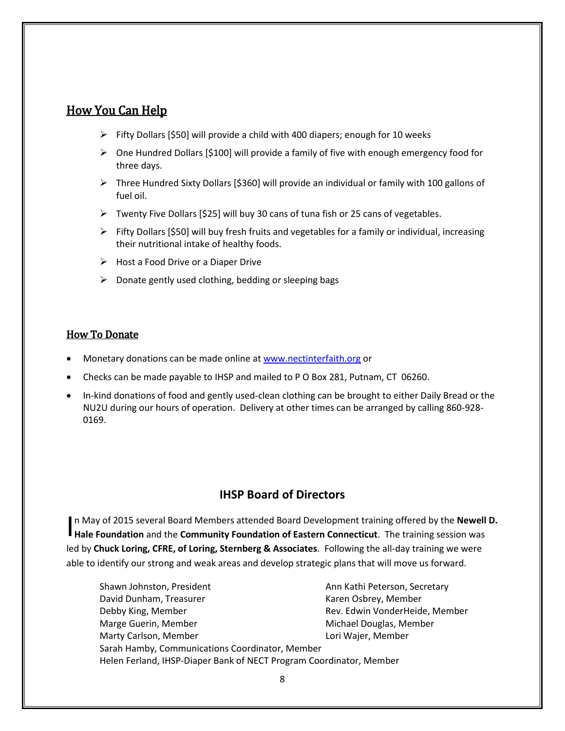## How You Can Help

- Fifty Dollars [$50] will provide a child with 400 diapers; enough for 10 weeks
- One Hundred Dollars [$100] will provide a family of five with enough emergency food for three days.
- Three Hundred Sixty Dollars [$360] will provide an individual or family with 100 gallons of fuel oil.
- Twenty Five Dollars [$25] will buy 30 cans of tuna fish or 25 cans of vegetables.
- Fifty Dollars [$50] will buy fresh fruits and vegetables for a family or individual, increasing their nutritional intake of healthy foods.
- Host a Food Drive or a Diaper Drive
- Donate gently used clothing, bedding or sleeping bags

## How To Donate

- Monetary donations can be made online at www.nectinterfaith.org or
- Checks can be made payable to IHSP and mailed to P O Box 281, Putnam, CT 06260.
- In-kind donations of food and gently used-clean clothing can be brought to either Daily Bread or the NU2U during our hours of operation. Delivery at other times can be arranged by calling 860-928-0169.

## IHSP Board of Directors

In May of 2015 several Board Members attended Board Development training offered by the **Newell D. Hale Foundation** and the **Community Foundation of Eastern Connecticut**. The training session was led by **Chuck Loring, CFRE, of Loring, Sternberg & Associates**. Following the all-day training we were able to identify our strong and weak areas and develop strategic plans that will move us forward.

Shawn Johnston, President
Ann Kathi Peterson, Secretary
David Dunham, Treasurer
Karen Osbrey, Member
Debby King, Member
Rev. Edwin VonderHeide, Member
Marge Guerin, Member
Michael Douglas, Member
Marty Carlson, Member
Lori Wajer, Member
Sarah Hamby, Communications Coordinator, Member
Helen Ferland, IHSP-Diaper Bank of NECT Program Coordinator, Member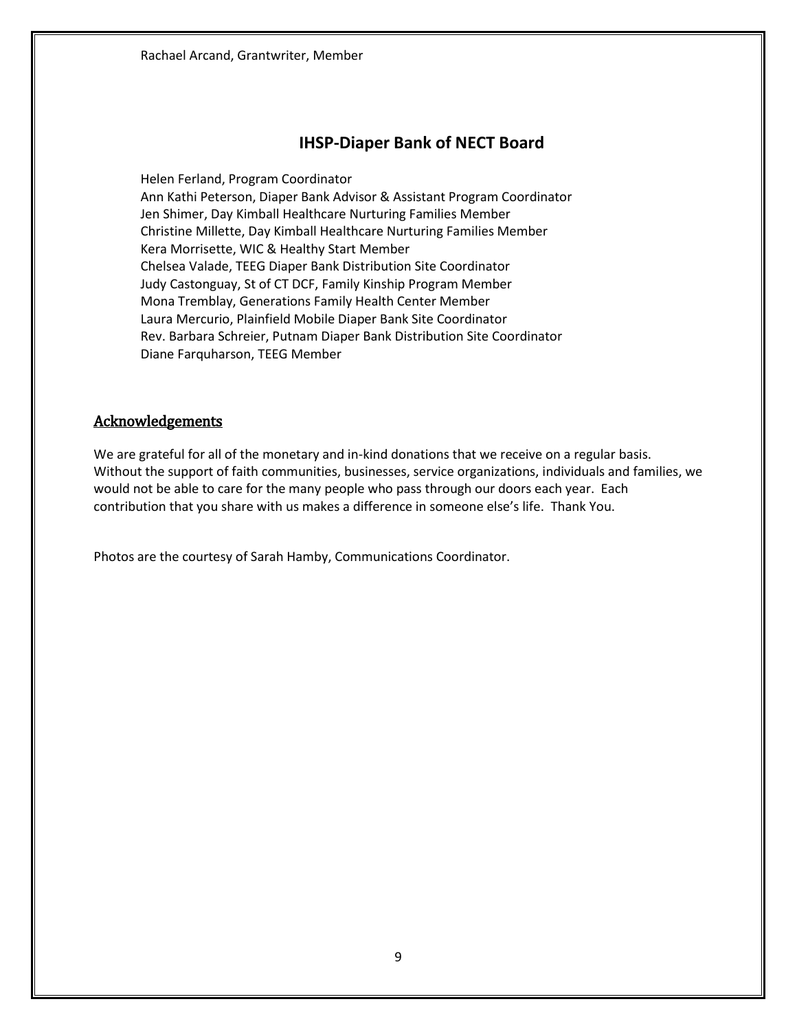Rachael Arcand, Grantwriter, Member

## IHSP-Diaper Bank of NECT Board

Helen Ferland, Program Coordinator
Ann Kathi Peterson, Diaper Bank Advisor & Assistant Program Coordinator
Jen Shimer, Day Kimball Healthcare Nurturing Families Member
Christine Millette, Day Kimball Healthcare Nurturing Families Member
Kera Morrisette, WIC & Healthy Start Member
Chelsea Valade, TEEG Diaper Bank Distribution Site Coordinator
Judy Castonguay, St of CT DCF, Family Kinship Program Member
Mona Tremblay, Generations Family Health Center Member
Laura Mercurio, Plainfield Mobile Diaper Bank Site Coordinator
Rev. Barbara Schreier, Putnam Diaper Bank Distribution Site Coordinator
Diane Farquharson, TEEG Member

## Acknowledgements

We are grateful for all of the monetary and in-kind donations that we receive on a regular basis. Without the support of faith communities, businesses, service organizations, individuals and families, we would not be able to care for the many people who pass through our doors each year. Each contribution that you share with us makes a difference in someone else's life. Thank You.

Photos are the courtesy of Sarah Hamby, Communications Coordinator.